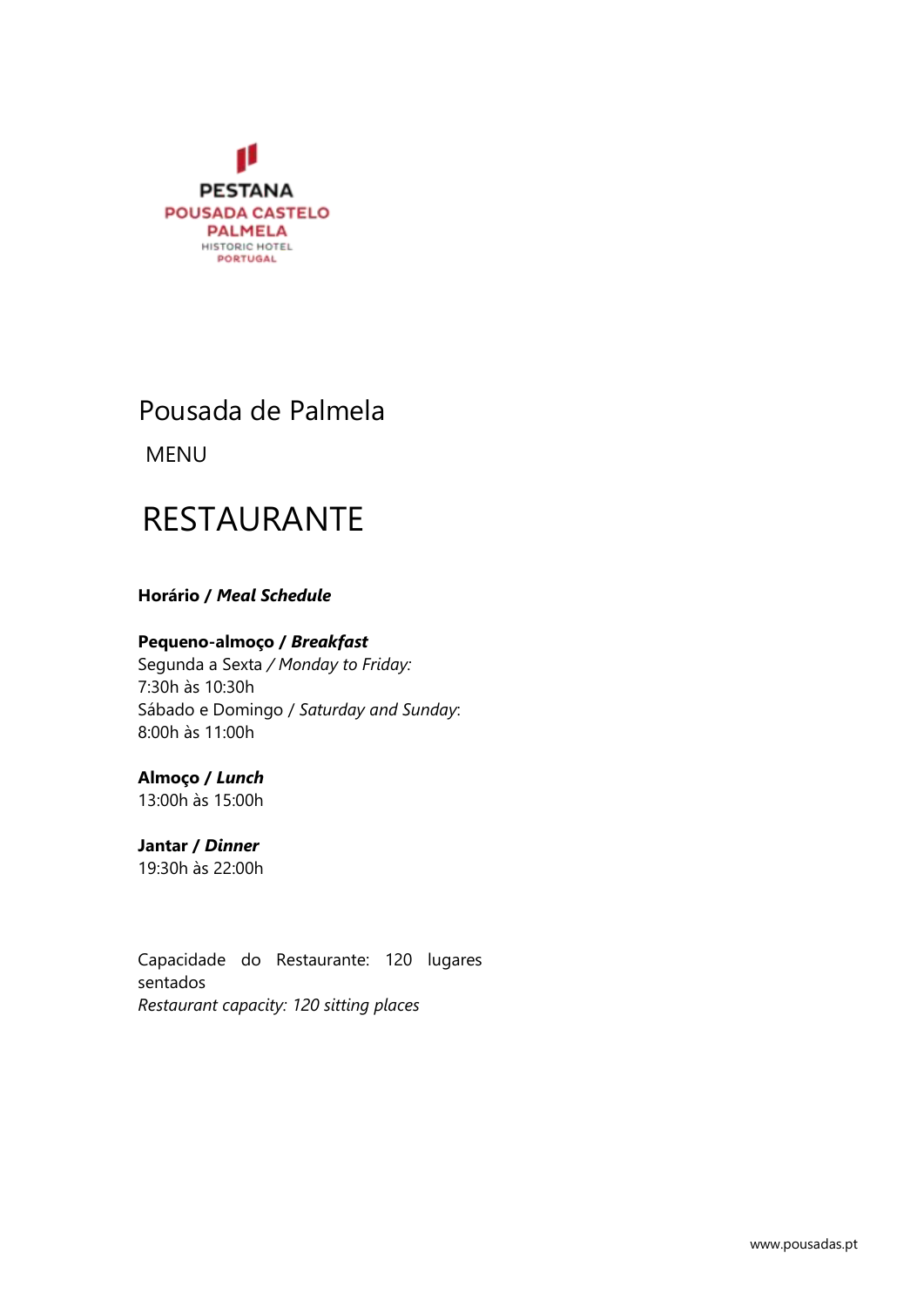PESTANA
POUSADA CASTELO
PALMELA
HISTORIC HOTEL
PORTUGAL

# Pousada de Palmela

MENU

# RESTAURANTE

**Horário / *Meal Schedule***

**Pequeno-almoço / *Breakfast***
Segunda a Sexta / *Monday to Friday:*
7:30h às 10:30h
Sábado e Domingo / *Saturday and Sunday*:
8:00h às 11:00h

**Almoço / *Lunch***
13:00h às 15:00h

**Jantar / *Dinner***
19:30h às 22:00h

Capacidade do Restaurante: 120 lugares sentados
*Restaurant capacity: 120 sitting places*

www.pousadas.pt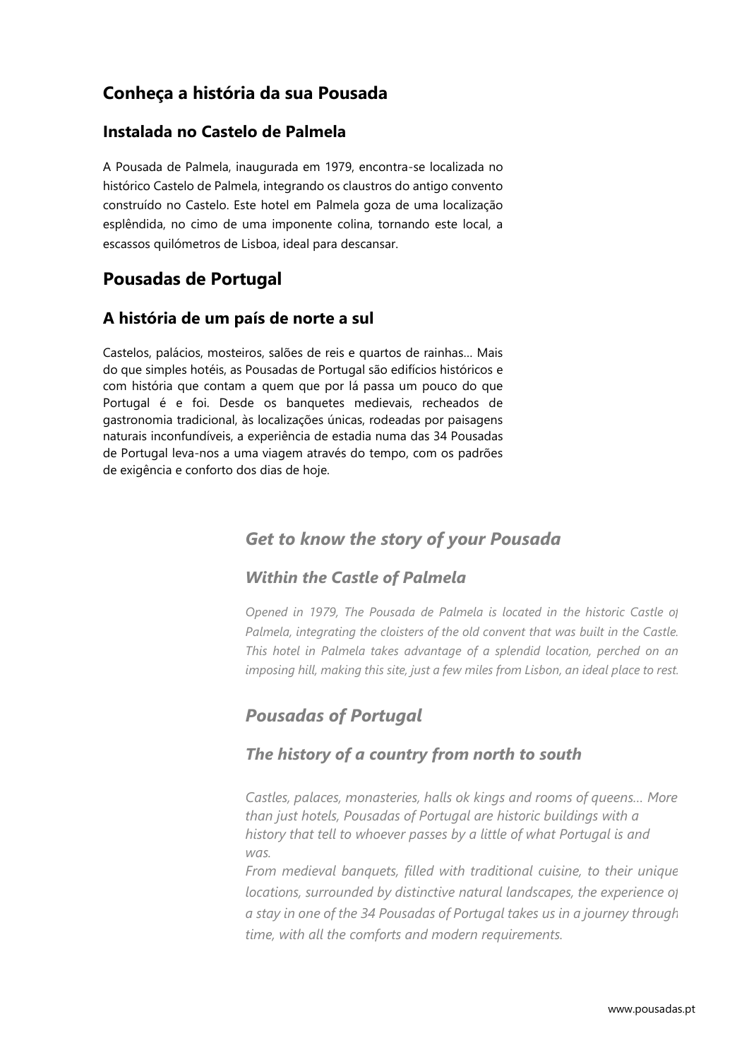## Conheça a história da sua Pousada

### Instalada no Castelo de Palmela

A Pousada de Palmela, inaugurada em 1979, encontra-se localizada no histórico Castelo de Palmela, integrando os claustros do antigo convento construído no Castelo. Este hotel em Palmela goza de uma localização esplêndida, no cimo de uma imponente colina, tornando este local, a escassos quilómetros de Lisboa, ideal para descansar.

## Pousadas de Portugal

### A história de um país de norte a sul

Castelos, palácios, mosteiros, salões de reis e quartos de rainhas… Mais do que simples hotéis, as Pousadas de Portugal são edifícios históricos e com história que contam a quem que por lá passa um pouco do que Portugal é e foi. Desde os banquetes medievais, recheados de gastronomia tradicional, às localizações únicas, rodeadas por paisagens naturais inconfundíveis, a experiência de estadia numa das 34 Pousadas de Portugal leva-nos a uma viagem através do tempo, com os padrões de exigência e conforto dos dias de hoje.

## *Get to know the story of your Pousada*

### *Within the Castle of Palmela*

*Opened in 1979, The Pousada de Palmela is located in the historic Castle of Palmela, integrating the cloisters of the old convent that was built in the Castle. This hotel in Palmela takes advantage of a splendid location, perched on an imposing hill, making this site, just a few miles from Lisbon, an ideal place to rest.*

## *Pousadas of Portugal*

### *The history of a country from north to south*

*Castles, palaces, monasteries, halls ok kings and rooms of queens… More than just hotels, Pousadas of Portugal are historic buildings with a history that tell to whoever passes by a little of what Portugal is and was.*

*From medieval banquets, filled with traditional cuisine, to their unique locations, surrounded by distinctive natural landscapes, the experience of a stay in one of the 34 Pousadas of Portugal takes us in a journey through time, with all the comforts and modern requirements.*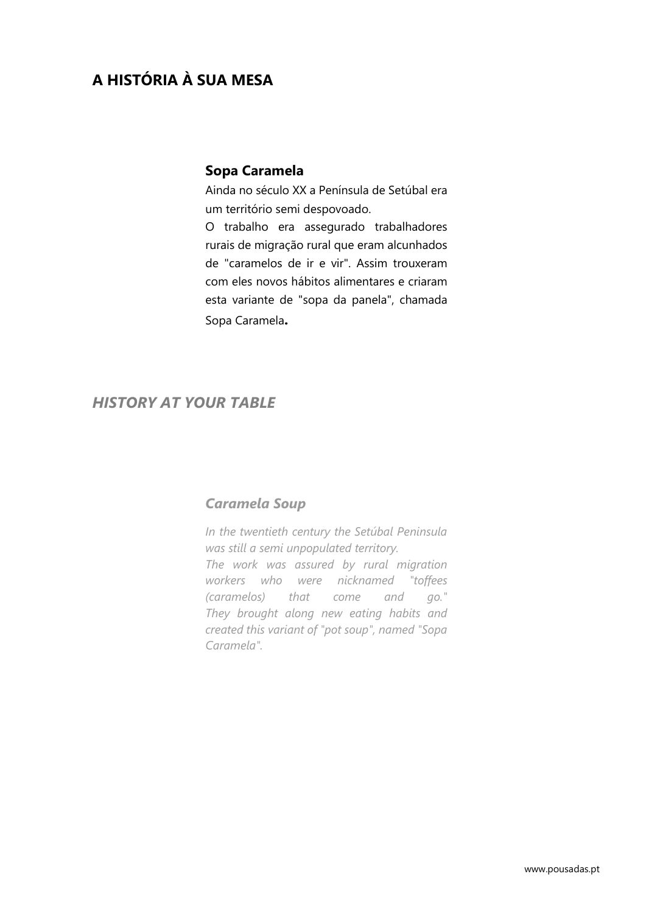## A HISTÓRIA À SUA MESA

### Sopa Caramela

Ainda no século XX a Península de Setúbal era um território semi despovoado.
O trabalho era assegurado trabalhadores rurais de migração rural que eram alcunhados de "caramelos de ir e vir". Assim trouxeram com eles novos hábitos alimentares e criaram esta variante de "sopa da panela", chamada Sopa Caramela.

## *HISTORY AT YOUR TABLE*

### *Caramela Soup*

*In the twentieth century the Setúbal Peninsula was still a semi unpopulated territory.*
*The work was assured by rural migration workers who were nicknamed "toffees (caramelos) that come and go." They brought along new eating habits and created this variant of "pot soup", named "Sopa Caramela".*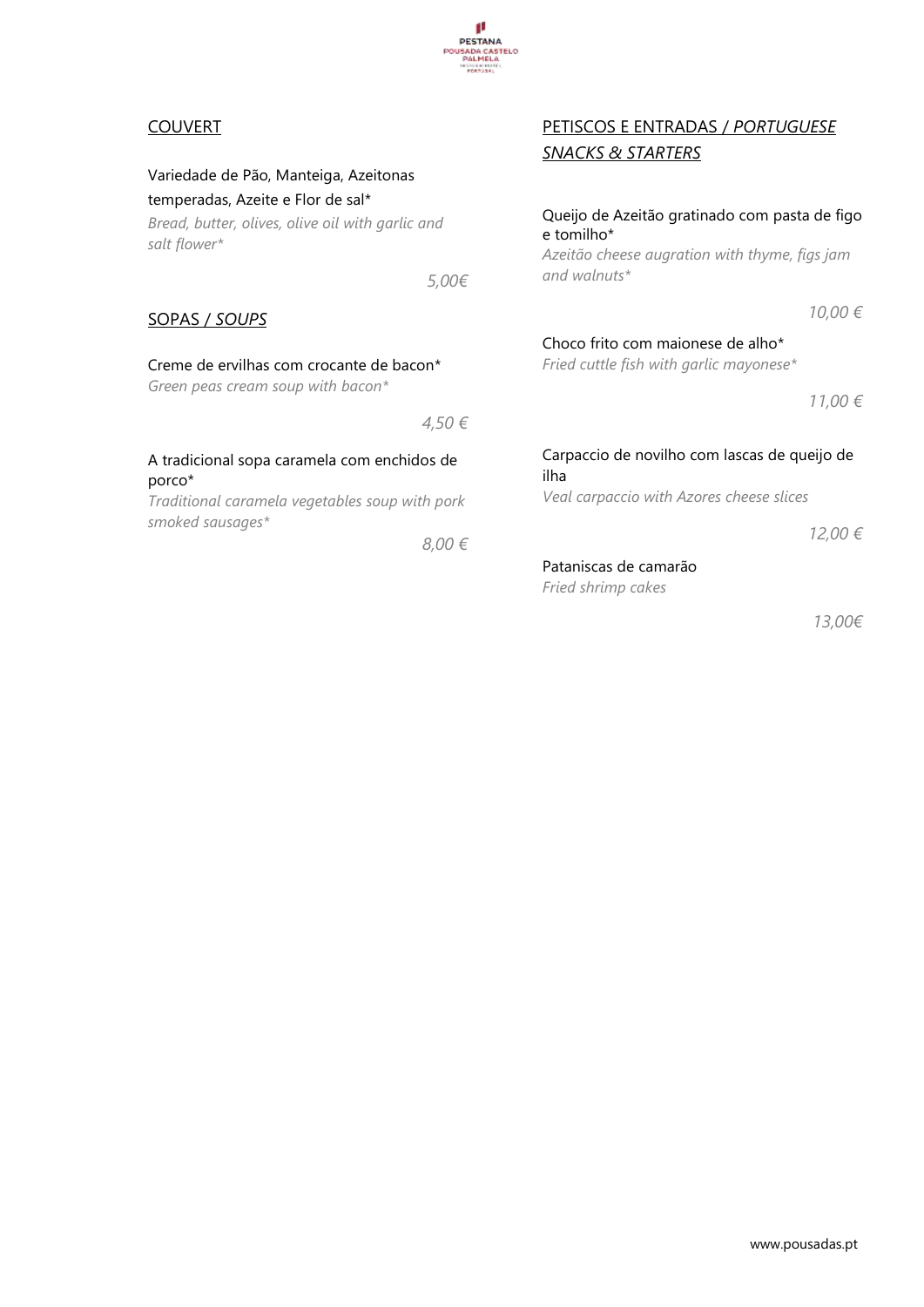## COUVERT

Variedade de Pão, Manteiga, Azeitonas temperadas, Azeite e Flor de sal*
*Bread, butter, olives, olive oil with garlic and salt flower**

*5,00€*

## SOPAS / *SOUPS*

Creme de ervilhas com crocante de bacon*
*Green peas cream soup with bacon**

*4,50 €*

A tradicional sopa caramela com enchidos de porco*
*Traditional caramela vegetables soup with pork smoked sausages**

*8,00 €*

## PETISCOS E ENTRADAS / *PORTUGUESE SNACKS & STARTERS*

Queijo de Azeitão gratinado com pasta de figo e tomilho*
*Azeitão cheese augration with thyme, figs jam and walnuts**

*10,00 €*

Choco frito com maionese de alho*
*Fried cuttle fish with garlic mayonese**

*11,00 €*

Carpaccio de novilho com lascas de queijo de ilha
*Veal carpaccio with Azores cheese slices*

*12,00 €*

Pataniscas de camarão
*Fried shrimp cakes*

*13,00€*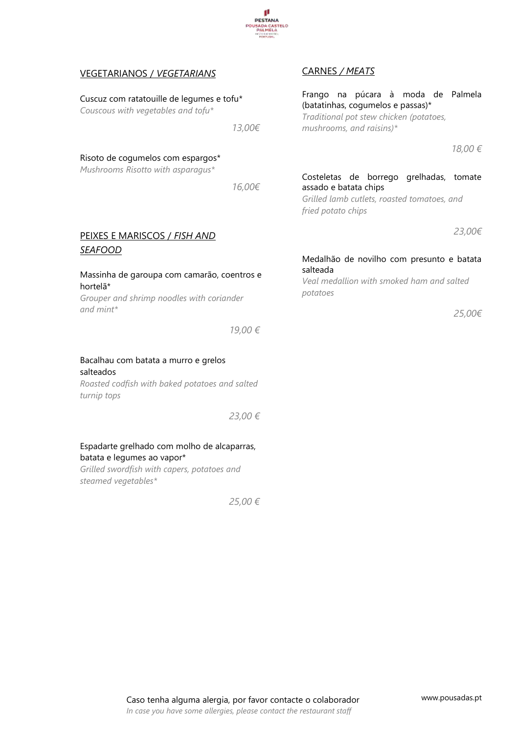## VEGETARIANOS / *VEGETARIANS*

Cuscuz com ratatouille de legumes e tofu*
*Couscous with vegetables and tofu**

*13,00€*

Risoto de cogumelos com espargos*
*Mushrooms Risotto with asparagus**

*16,00€*

## PEIXES E MARISCOS / *FISH AND SEAFOOD*

Massinha de garoupa com camarão, coentros e hortelã*
*Grouper and shrimp noodles with coriander and mint**

*19,00 €*

Bacalhau com batata a murro e grelos salteados
*Roasted codfish with baked potatoes and salted turnip tops*

*23,00 €*

Espadarte grelhado com molho de alcaparras, batata e legumes ao vapor*
*Grilled swordfish with capers, potatoes and steamed vegetables**

*25,00 €*

## CARNES / *MEATS*

Frango na púcara à moda de Palmela (batatinhas, cogumelos e passas)*
*Traditional pot stew chicken (potatoes, mushrooms, and raisins)**

*18,00 €*

Costeletas de borrego grelhadas, tomate assado e batata chips
*Grilled lamb cutlets, roasted tomatoes, and fried potato chips*

*23,00€*

Medalhão de novilho com presunto e batata salteada
*Veal medallion with smoked ham and salted potatoes*

*25,00€*

Caso tenha alguma alergia, por favor contacte o colaborador
*In case you have some allergies, please contact the restaurant staff*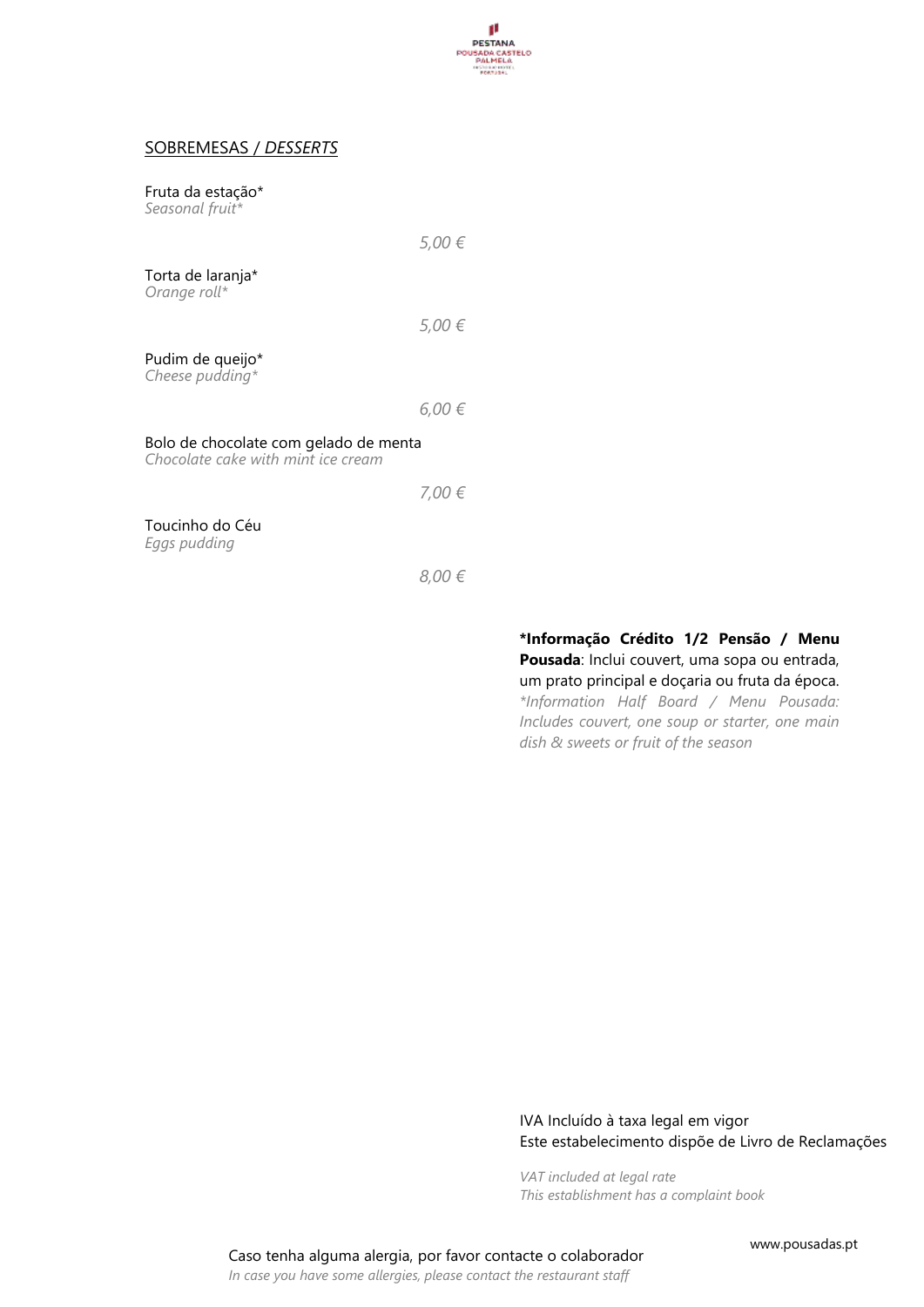## SOBREMESAS / *DESSERTS*

Fruta da estação*
*Seasonal fruit**

*5,00 €*

Torta de laranja*
*Orange roll**

*5,00 €*

Pudim de queijo*
*Cheese pudding**

*6,00 €*

Bolo de chocolate com gelado de menta
*Chocolate cake with mint ice cream*

*7,00 €*

Toucinho do Céu
*Eggs pudding*

*8,00 €*

**\*Informação Crédito 1/2 Pensão / Menu Pousada**: Inclui couvert, uma sopa ou entrada, um prato principal e doçaria ou fruta da época.
*\*Information Half Board / Menu Pousada: Includes couvert, one soup or starter, one main dish & sweets or fruit of the season*

IVA Incluído à taxa legal em vigor
Este estabelecimento dispõe de Livro de Reclamações

*VAT included at legal rate*
*This establishment has a complaint book*

Caso tenha alguma alergia, por favor contacte o colaborador
*In case you have some allergies, please contact the restaurant staff*

www.pousadas.pt